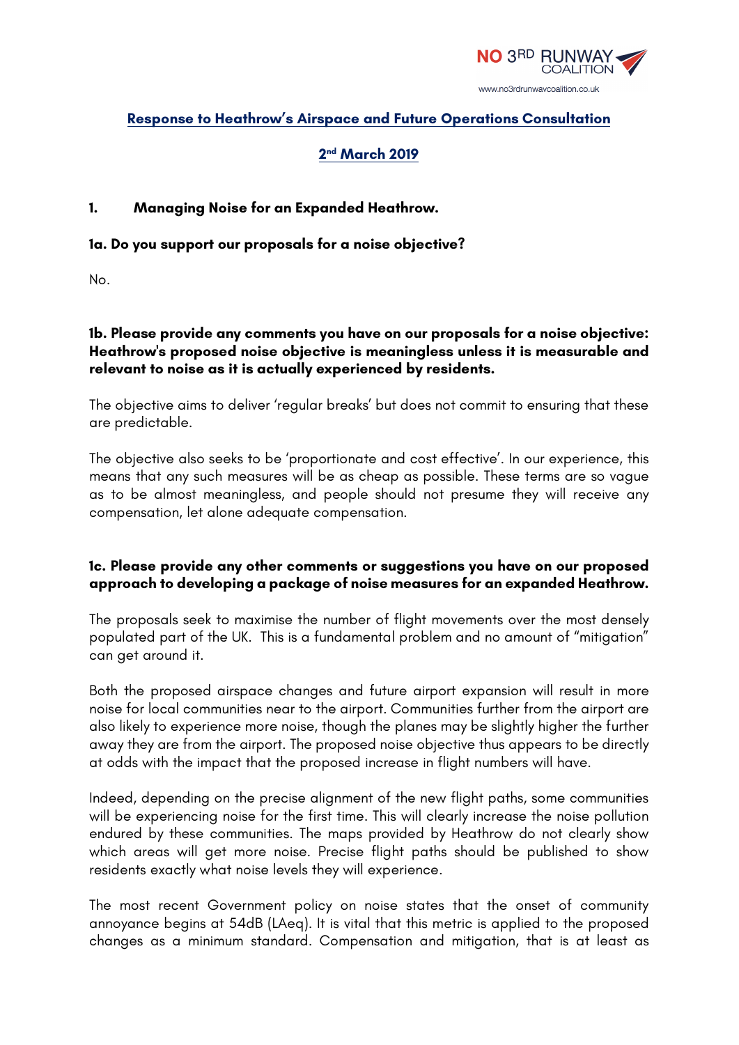NO 3RD RUNWAY COALITION

www.no3rdrunwaycoalition.co.uk

# Response to Heathrow's Airspace and Future Operations Consultation

## 2nd March 2019

### 1. Managing Noise for an Expanded Heathrow.

**1a. Do you support our proposals for a noise objective?**

No.

**1b. Please provide any comments you have on our proposals for a noise objective: Heathrow's proposed noise objective is meaningless unless it is measurable and relevant to noise as it is actually experienced by residents.**

The objective aims to deliver 'regular breaks' but does not commit to ensuring that these are predictable.

The objective also seeks to be 'proportionate and cost effective'. In our experience, this means that any such measures will be as cheap as possible. These terms are so vague as to be almost meaningless, and people should not presume they will receive any compensation, let alone adequate compensation.

**1c. Please provide any other comments or suggestions you have on our proposed approach to developing a package of noise measures for an expanded Heathrow.**

The proposals seek to maximise the number of flight movements over the most densely populated part of the UK. This is a fundamental problem and no amount of "mitigation" can get around it.

Both the proposed airspace changes and future airport expansion will result in more noise for local communities near to the airport. Communities further from the airport are also likely to experience more noise, though the planes may be slightly higher the further away they are from the airport. The proposed noise objective thus appears to be directly at odds with the impact that the proposed increase in flight numbers will have.

Indeed, depending on the precise alignment of the new flight paths, some communities will be experiencing noise for the first time. This will clearly increase the noise pollution endured by these communities. The maps provided by Heathrow do not clearly show which areas will get more noise. Precise flight paths should be published to show residents exactly what noise levels they will experience.

The most recent Government policy on noise states that the onset of community annoyance begins at 54dB (LAeq). It is vital that this metric is applied to the proposed changes as a minimum standard. Compensation and mitigation, that is at least as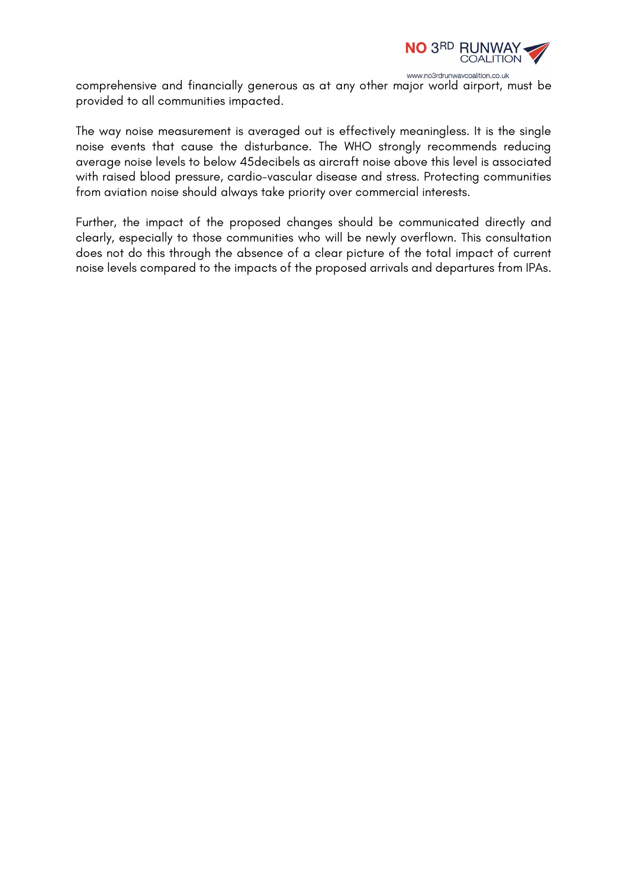comprehensive and financially generous as at any other major world airport, must be provided to all communities impacted.

The way noise measurement is averaged out is effectively meaningless. It is the single noise events that cause the disturbance. The WHO strongly recommends reducing average noise levels to below 45decibels as aircraft noise above this level is associated with raised blood pressure, cardio-vascular disease and stress. Protecting communities from aviation noise should always take priority over commercial interests.

Further, the impact of the proposed changes should be communicated directly and clearly, especially to those communities who will be newly overflown. This consultation does not do this through the absence of a clear picture of the total impact of current noise levels compared to the impacts of the proposed arrivals and departures from IPAs.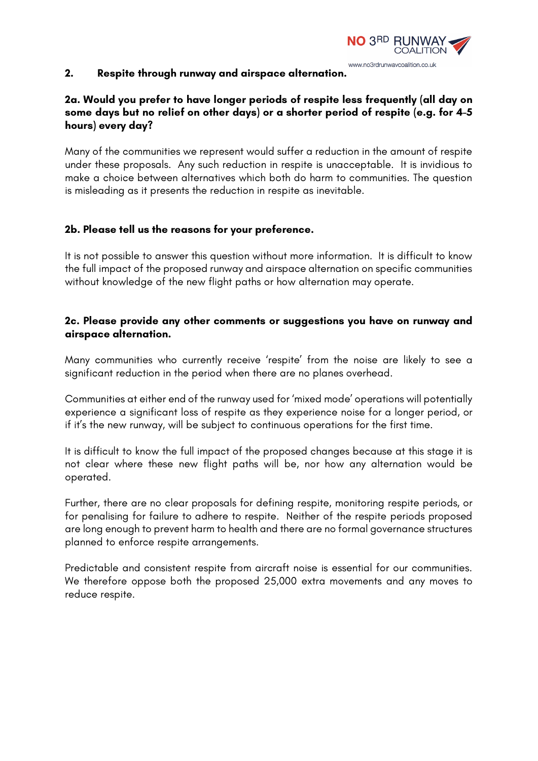## 2. Respite through runway and airspace alternation.

### 2a. Would you prefer to have longer periods of respite less frequently (all day on some days but no relief on other days) or a shorter period of respite (e.g. for 4-5 hours) every day?

Many of the communities we represent would suffer a reduction in the amount of respite under these proposals. Any such reduction in respite is unacceptable. It is invidious to make a choice between alternatives which both do harm to communities. The question is misleading as it presents the reduction in respite as inevitable.

### 2b. Please tell us the reasons for your preference.

It is not possible to answer this question without more information. It is difficult to know the full impact of the proposed runway and airspace alternation on specific communities without knowledge of the new flight paths or how alternation may operate.

### 2c. Please provide any other comments or suggestions you have on runway and airspace alternation.

Many communities who currently receive 'respite' from the noise are likely to see a significant reduction in the period when there are no planes overhead.

Communities at either end of the runway used for 'mixed mode' operations will potentially experience a significant loss of respite as they experience noise for a longer period, or if it's the new runway, will be subject to continuous operations for the first time.

It is difficult to know the full impact of the proposed changes because at this stage it is not clear where these new flight paths will be, nor how any alternation would be operated.

Further, there are no clear proposals for defining respite, monitoring respite periods, or for penalising for failure to adhere to respite. Neither of the respite periods proposed are long enough to prevent harm to health and there are no formal governance structures planned to enforce respite arrangements.

Predictable and consistent respite from aircraft noise is essential for our communities. We therefore oppose both the proposed 25,000 extra movements and any moves to reduce respite.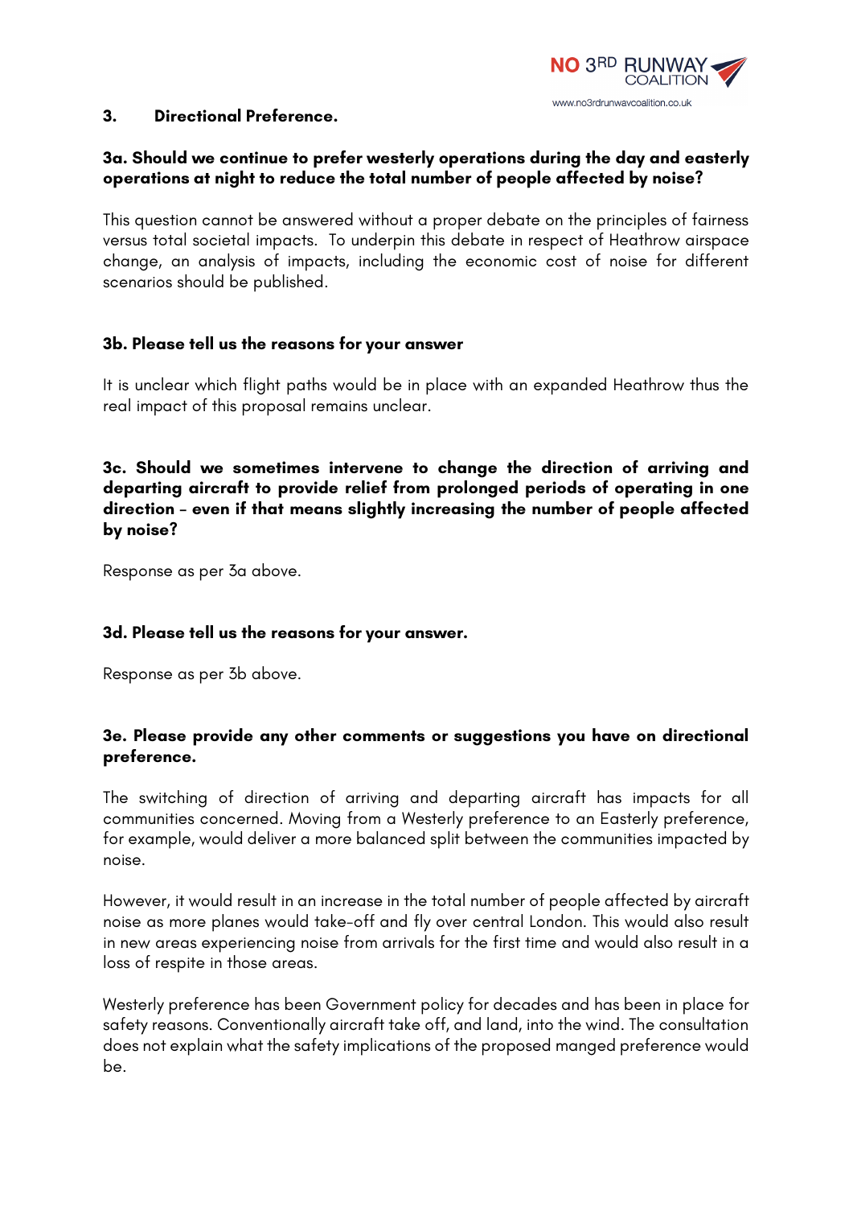## 3. Directional Preference.

### 3a. Should we continue to prefer westerly operations during the day and easterly operations at night to reduce the total number of people affected by noise?

This question cannot be answered without a proper debate on the principles of fairness versus total societal impacts. To underpin this debate in respect of Heathrow airspace change, an analysis of impacts, including the economic cost of noise for different scenarios should be published.

### 3b. Please tell us the reasons for your answer

It is unclear which flight paths would be in place with an expanded Heathrow thus the real impact of this proposal remains unclear.

### 3c. Should we sometimes intervene to change the direction of arriving and departing aircraft to provide relief from prolonged periods of operating in one direction – even if that means slightly increasing the number of people affected by noise?

Response as per 3a above.

### 3d. Please tell us the reasons for your answer.

Response as per 3b above.

### 3e. Please provide any other comments or suggestions you have on directional preference.

The switching of direction of arriving and departing aircraft has impacts for all communities concerned. Moving from a Westerly preference to an Easterly preference, for example, would deliver a more balanced split between the communities impacted by noise.

However, it would result in an increase in the total number of people affected by aircraft noise as more planes would take-off and fly over central London. This would also result in new areas experiencing noise from arrivals for the first time and would also result in a loss of respite in those areas.

Westerly preference has been Government policy for decades and has been in place for safety reasons. Conventionally aircraft take off, and land, into the wind. The consultation does not explain what the safety implications of the proposed manged preference would be.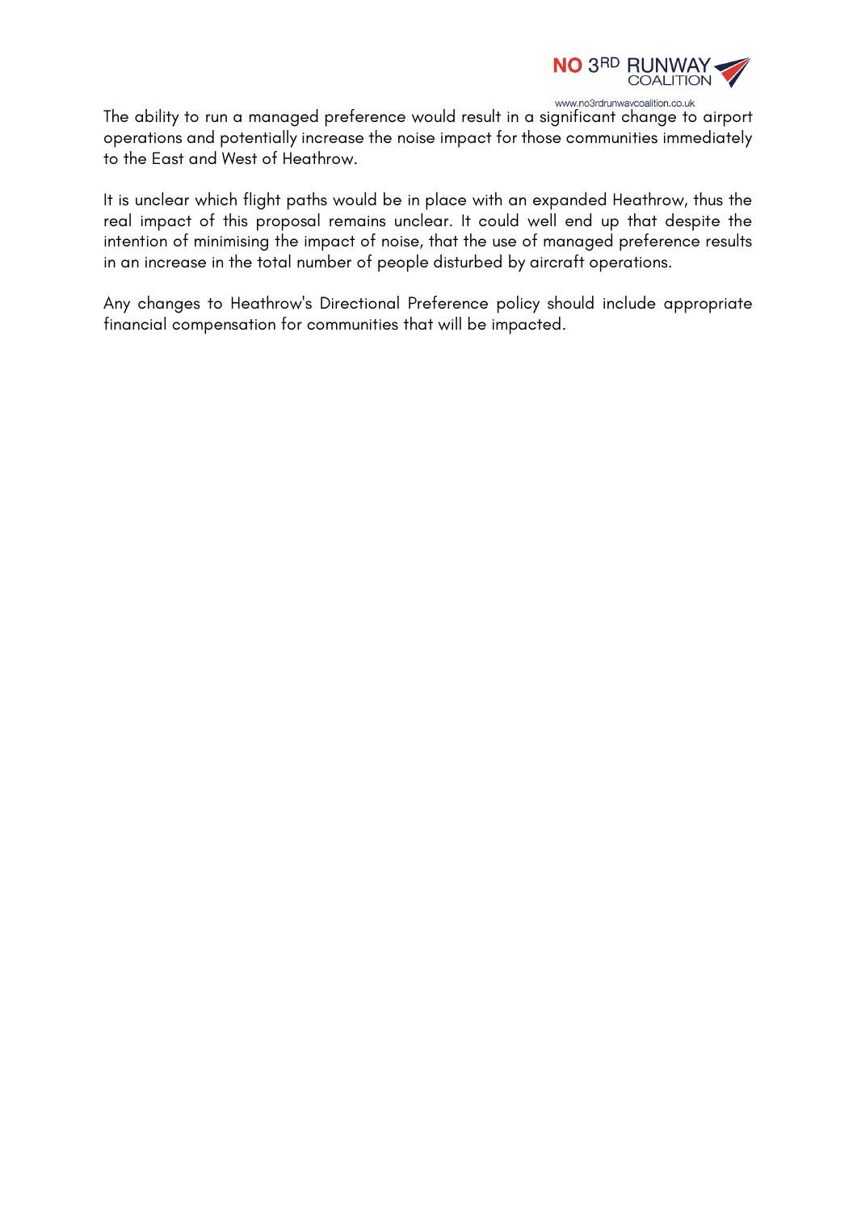The ability to run a managed preference would result in a significant change to airport operations and potentially increase the noise impact for those communities immediately to the East and West of Heathrow.

It is unclear which flight paths would be in place with an expanded Heathrow, thus the real impact of this proposal remains unclear. It could well end up that despite the intention of minimising the impact of noise, that the use of managed preference results in an increase in the total number of people disturbed by aircraft operations.

Any changes to Heathrow's Directional Preference policy should include appropriate financial compensation for communities that will be impacted.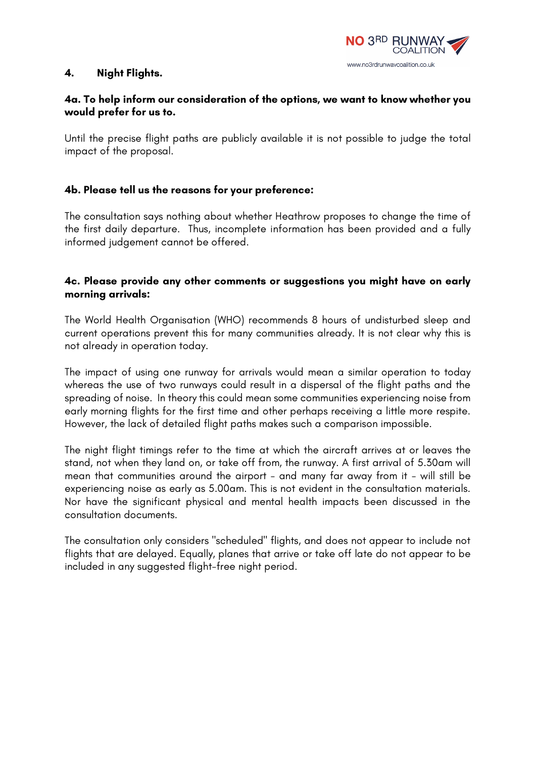## 4. Night Flights.

### 4a. To help inform our consideration of the options, we want to know whether you would prefer for us to.

Until the precise flight paths are publicly available it is not possible to judge the total impact of the proposal.

### 4b. Please tell us the reasons for your preference:

The consultation says nothing about whether Heathrow proposes to change the time of the first daily departure. Thus, incomplete information has been provided and a fully informed judgement cannot be offered.

### 4c. Please provide any other comments or suggestions you might have on early morning arrivals:

The World Health Organisation (WHO) recommends 8 hours of undisturbed sleep and current operations prevent this for many communities already. It is not clear why this is not already in operation today.

The impact of using one runway for arrivals would mean a similar operation to today whereas the use of two runways could result in a dispersal of the flight paths and the spreading of noise. In theory this could mean some communities experiencing noise from early morning flights for the first time and other perhaps receiving a little more respite. However, the lack of detailed flight paths makes such a comparison impossible.

The night flight timings refer to the time at which the aircraft arrives at or leaves the stand, not when they land on, or take off from, the runway. A first arrival of 5.30am will mean that communities around the airport – and many far away from it – will still be experiencing noise as early as 5.00am. This is not evident in the consultation materials. Nor have the significant physical and mental health impacts been discussed in the consultation documents.

The consultation only considers "scheduled" flights, and does not appear to include not flights that are delayed. Equally, planes that arrive or take off late do not appear to be included in any suggested flight-free night period.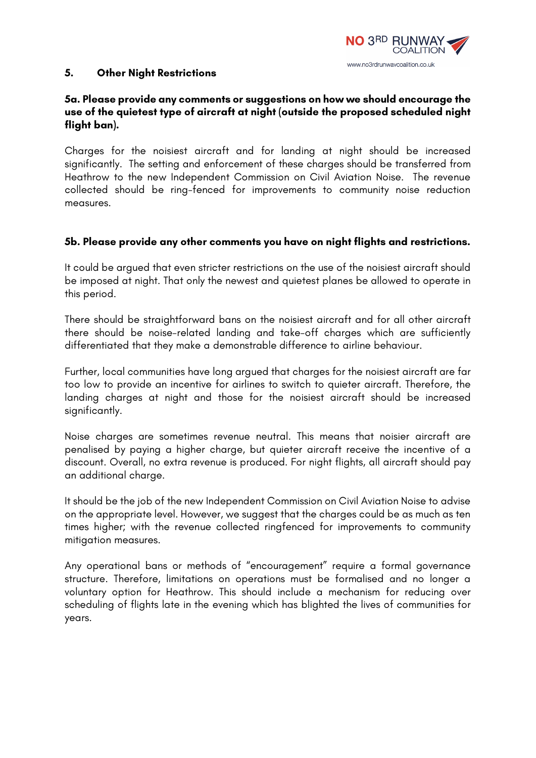## 5. Other Night Restrictions

### 5a. Please provide any comments or suggestions on how we should encourage the use of the quietest type of aircraft at night (outside the proposed scheduled night flight ban).

Charges for the noisiest aircraft and for landing at night should be increased significantly. The setting and enforcement of these charges should be transferred from Heathrow to the new Independent Commission on Civil Aviation Noise. The revenue collected should be ring-fenced for improvements to community noise reduction measures.

### 5b. Please provide any other comments you have on night flights and restrictions.

It could be argued that even stricter restrictions on the use of the noisiest aircraft should be imposed at night. That only the newest and quietest planes be allowed to operate in this period.

There should be straightforward bans on the noisiest aircraft and for all other aircraft there should be noise-related landing and take-off charges which are sufficiently differentiated that they make a demonstrable difference to airline behaviour.

Further, local communities have long argued that charges for the noisiest aircraft are far too low to provide an incentive for airlines to switch to quieter aircraft. Therefore, the landing charges at night and those for the noisiest aircraft should be increased significantly.

Noise charges are sometimes revenue neutral. This means that noisier aircraft are penalised by paying a higher charge, but quieter aircraft receive the incentive of a discount. Overall, no extra revenue is produced. For night flights, all aircraft should pay an additional charge.

It should be the job of the new Independent Commission on Civil Aviation Noise to advise on the appropriate level. However, we suggest that the charges could be as much as ten times higher; with the revenue collected ringfenced for improvements to community mitigation measures.

Any operational bans or methods of "encouragement" require a formal governance structure. Therefore, limitations on operations must be formalised and no longer a voluntary option for Heathrow. This should include a mechanism for reducing over scheduling of flights late in the evening which has blighted the lives of communities for years.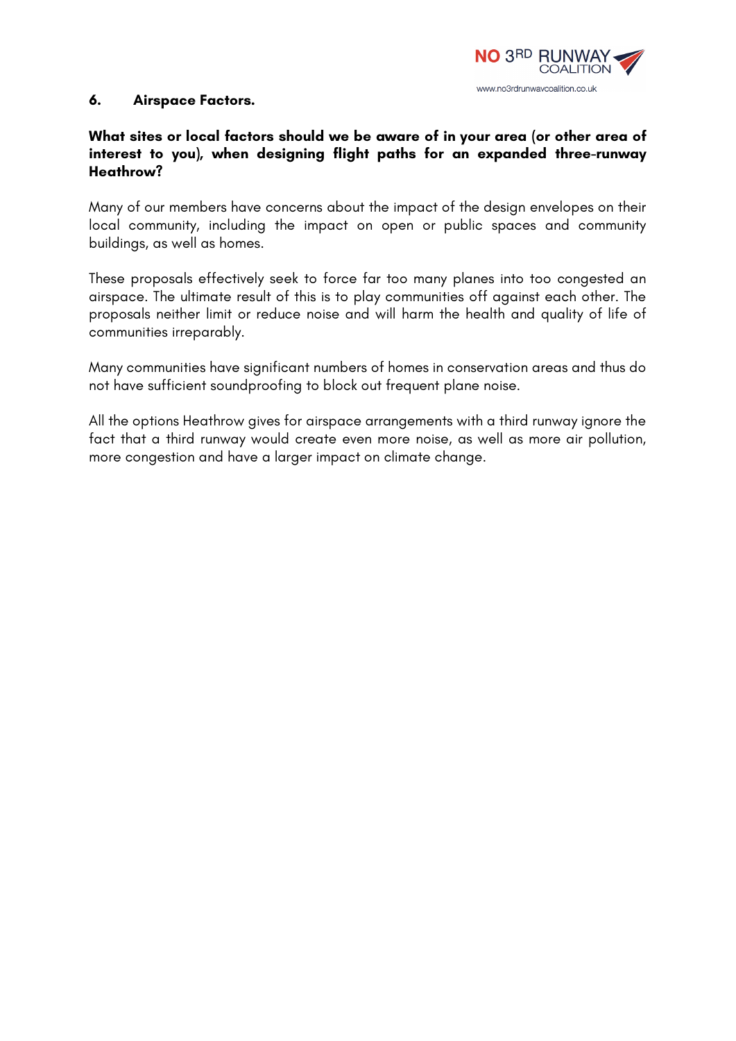## 6. Airspace Factors.

**What sites or local factors should we be aware of in your area (or other area of interest to you), when designing flight paths for an expanded three-runway Heathrow?**

Many of our members have concerns about the impact of the design envelopes on their local community, including the impact on open or public spaces and community buildings, as well as homes.

These proposals effectively seek to force far too many planes into too congested an airspace. The ultimate result of this is to play communities off against each other. The proposals neither limit or reduce noise and will harm the health and quality of life of communities irreparably.

Many communities have significant numbers of homes in conservation areas and thus do not have sufficient soundproofing to block out frequent plane noise.

All the options Heathrow gives for airspace arrangements with a third runway ignore the fact that a third runway would create even more noise, as well as more air pollution, more congestion and have a larger impact on climate change.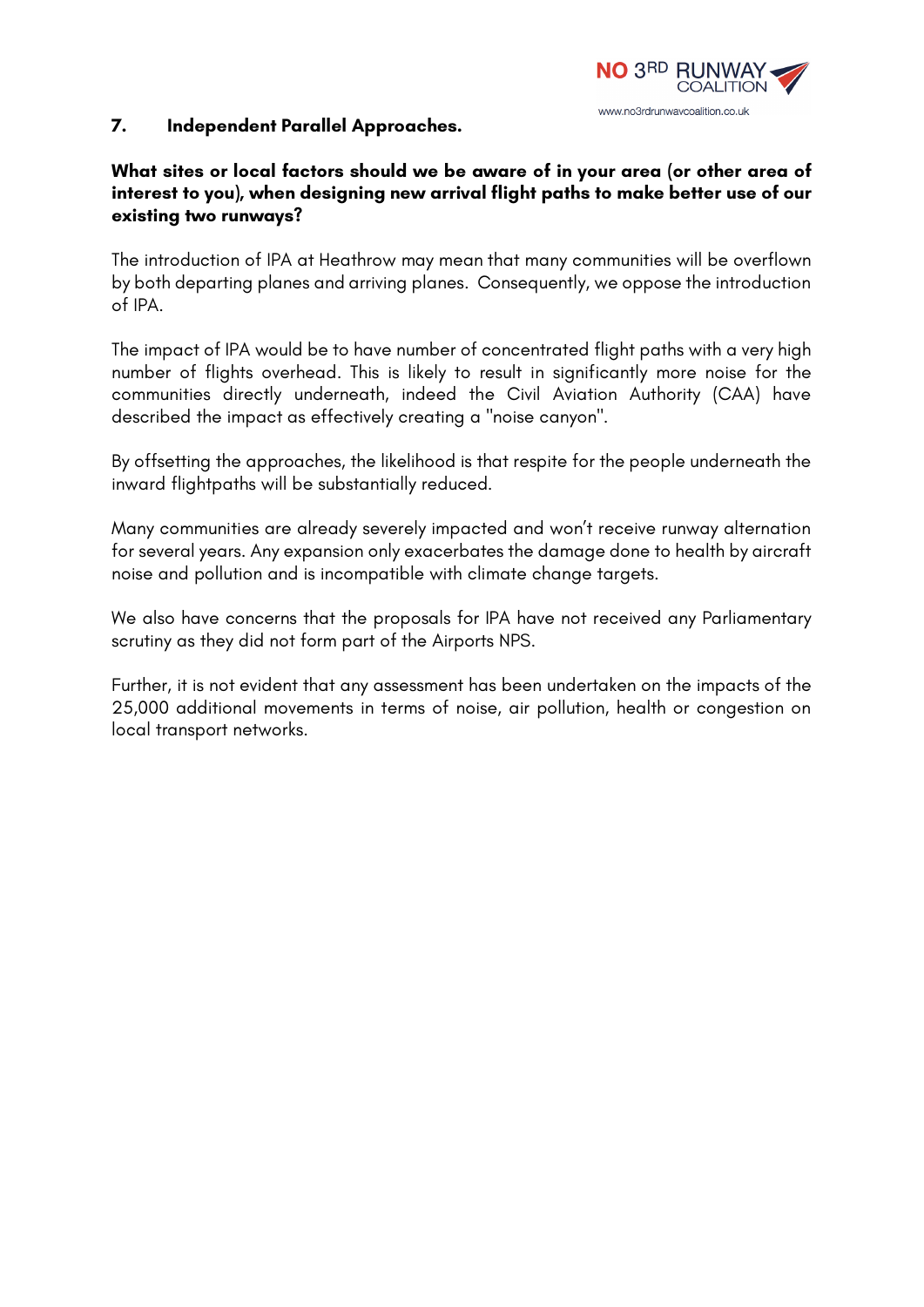## 7. Independent Parallel Approaches.

**What sites or local factors should we be aware of in your area (or other area of interest to you), when designing new arrival flight paths to make better use of our existing two runways?**

The introduction of IPA at Heathrow may mean that many communities will be overflown by both departing planes and arriving planes. Consequently, we oppose the introduction of IPA.

The impact of IPA would be to have number of concentrated flight paths with a very high number of flights overhead. This is likely to result in significantly more noise for the communities directly underneath, indeed the Civil Aviation Authority (CAA) have described the impact as effectively creating a "noise canyon".

By offsetting the approaches, the likelihood is that respite for the people underneath the inward flightpaths will be substantially reduced.

Many communities are already severely impacted and won't receive runway alternation for several years. Any expansion only exacerbates the damage done to health by aircraft noise and pollution and is incompatible with climate change targets.

We also have concerns that the proposals for IPA have not received any Parliamentary scrutiny as they did not form part of the Airports NPS.

Further, it is not evident that any assessment has been undertaken on the impacts of the 25,000 additional movements in terms of noise, air pollution, health or congestion on local transport networks.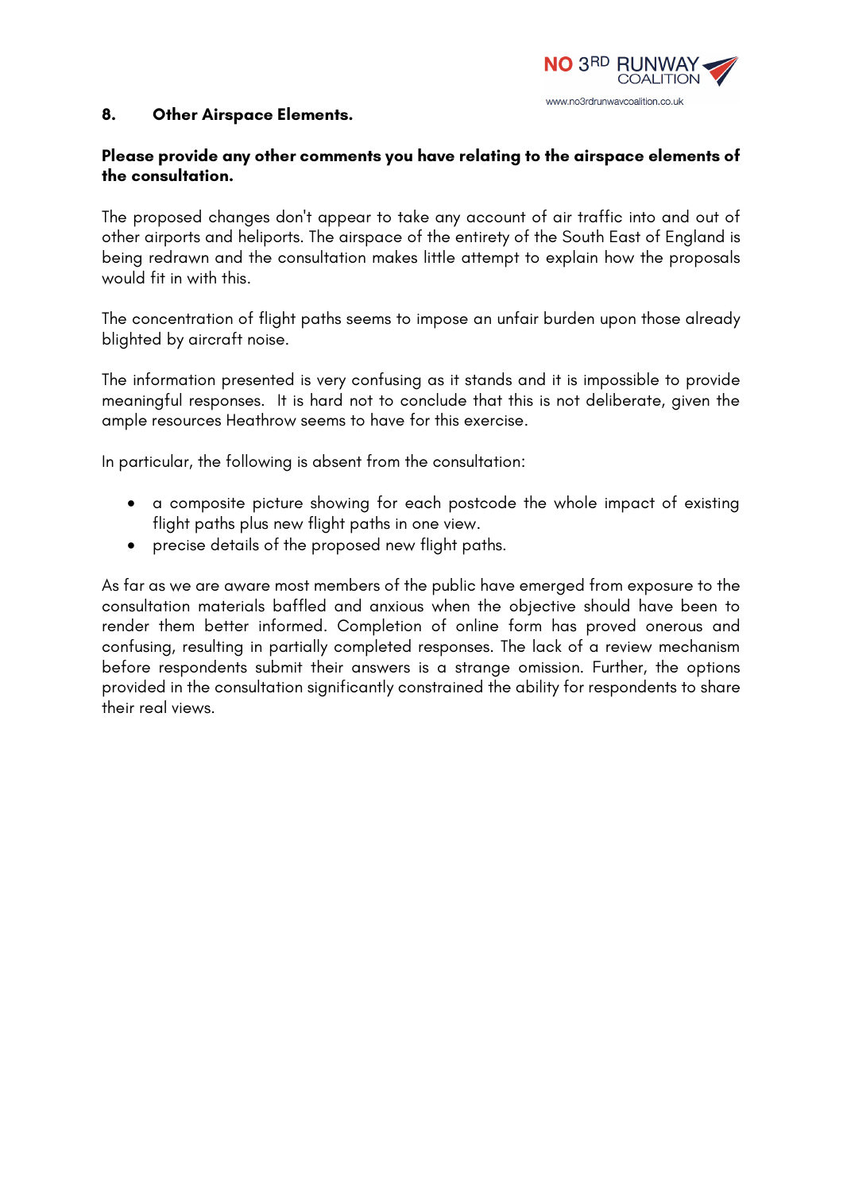## 8. Other Airspace Elements.

**Please provide any other comments you have relating to the airspace elements of the consultation.**

The proposed changes don't appear to take any account of air traffic into and out of other airports and heliports. The airspace of the entirety of the South East of England is being redrawn and the consultation makes little attempt to explain how the proposals would fit in with this.

The concentration of flight paths seems to impose an unfair burden upon those already blighted by aircraft noise.

The information presented is very confusing as it stands and it is impossible to provide meaningful responses. It is hard not to conclude that this is not deliberate, given the ample resources Heathrow seems to have for this exercise.

In particular, the following is absent from the consultation:

- a composite picture showing for each postcode the whole impact of existing flight paths plus new flight paths in one view.
- precise details of the proposed new flight paths.

As far as we are aware most members of the public have emerged from exposure to the consultation materials baffled and anxious when the objective should have been to render them better informed. Completion of online form has proved onerous and confusing, resulting in partially completed responses. The lack of a review mechanism before respondents submit their answers is a strange omission. Further, the options provided in the consultation significantly constrained the ability for respondents to share their real views.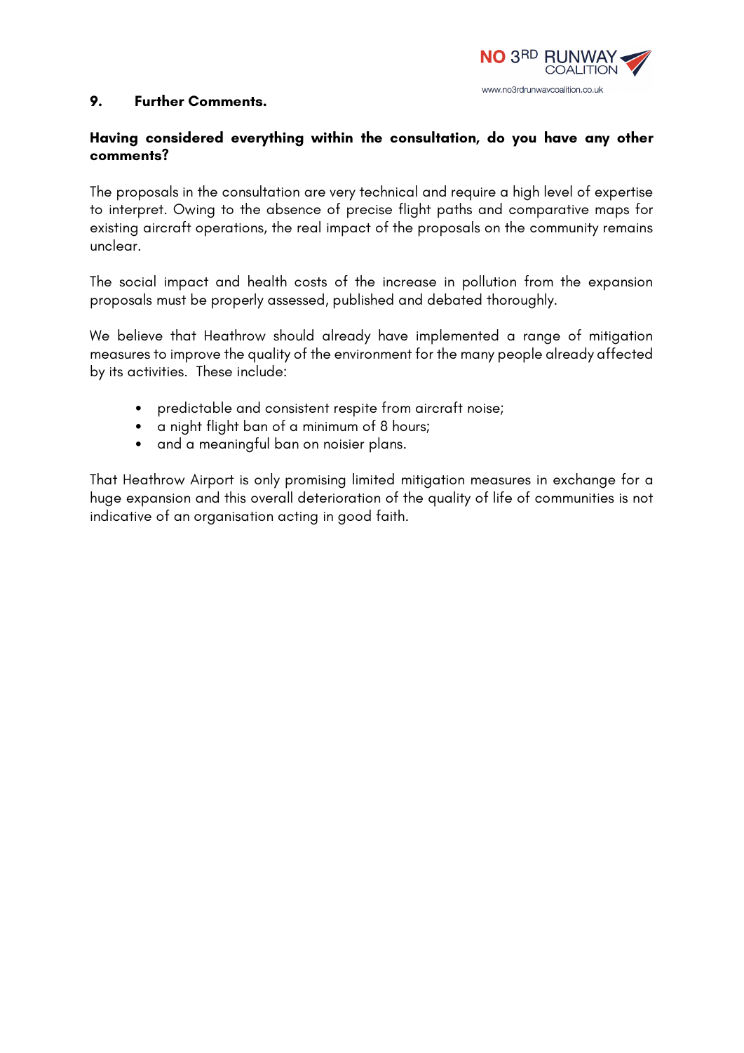## 9. Further Comments.

**Having considered everything within the consultation, do you have any other comments?**

The proposals in the consultation are very technical and require a high level of expertise to interpret. Owing to the absence of precise flight paths and comparative maps for existing aircraft operations, the real impact of the proposals on the community remains unclear.

The social impact and health costs of the increase in pollution from the expansion proposals must be properly assessed, published and debated thoroughly.

We believe that Heathrow should already have implemented a range of mitigation measures to improve the quality of the environment for the many people already affected by its activities. These include:

- predictable and consistent respite from aircraft noise;
- a night flight ban of a minimum of 8 hours;
- and a meaningful ban on noisier plans.

That Heathrow Airport is only promising limited mitigation measures in exchange for a huge expansion and this overall deterioration of the quality of life of communities is not indicative of an organisation acting in good faith.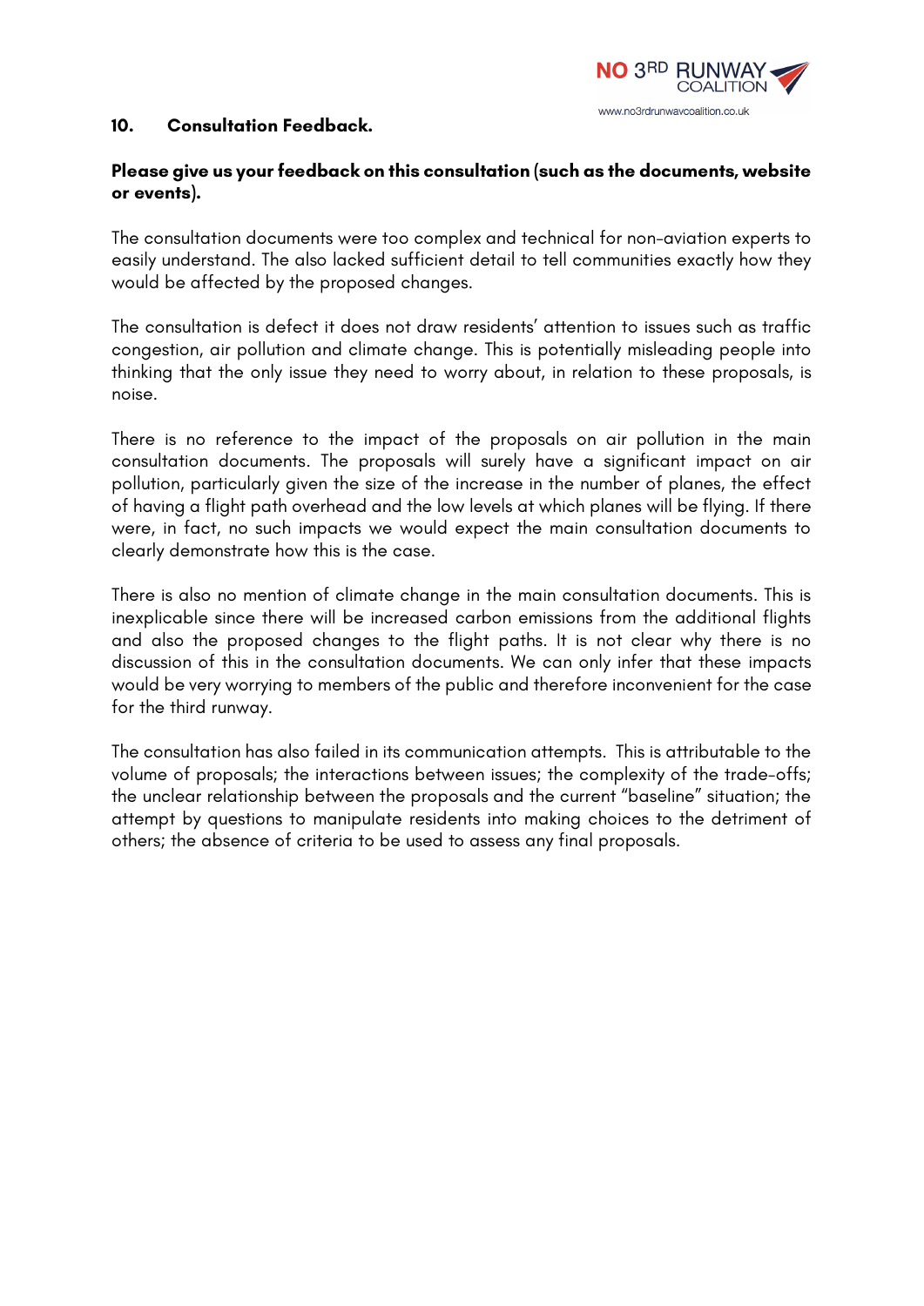## 10. Consultation Feedback.

**Please give us your feedback on this consultation (such as the documents, website or events).**

The consultation documents were too complex and technical for non-aviation experts to easily understand. The also lacked sufficient detail to tell communities exactly how they would be affected by the proposed changes.

The consultation is defect it does not draw residents' attention to issues such as traffic congestion, air pollution and climate change. This is potentially misleading people into thinking that the only issue they need to worry about, in relation to these proposals, is noise.

There is no reference to the impact of the proposals on air pollution in the main consultation documents. The proposals will surely have a significant impact on air pollution, particularly given the size of the increase in the number of planes, the effect of having a flight path overhead and the low levels at which planes will be flying. If there were, in fact, no such impacts we would expect the main consultation documents to clearly demonstrate how this is the case.

There is also no mention of climate change in the main consultation documents. This is inexplicable since there will be increased carbon emissions from the additional flights and also the proposed changes to the flight paths. It is not clear why there is no discussion of this in the consultation documents. We can only infer that these impacts would be very worrying to members of the public and therefore inconvenient for the case for the third runway.

The consultation has also failed in its communication attempts. This is attributable to the volume of proposals; the interactions between issues; the complexity of the trade-offs; the unclear relationship between the proposals and the current "baseline" situation; the attempt by questions to manipulate residents into making choices to the detriment of others; the absence of criteria to be used to assess any final proposals.